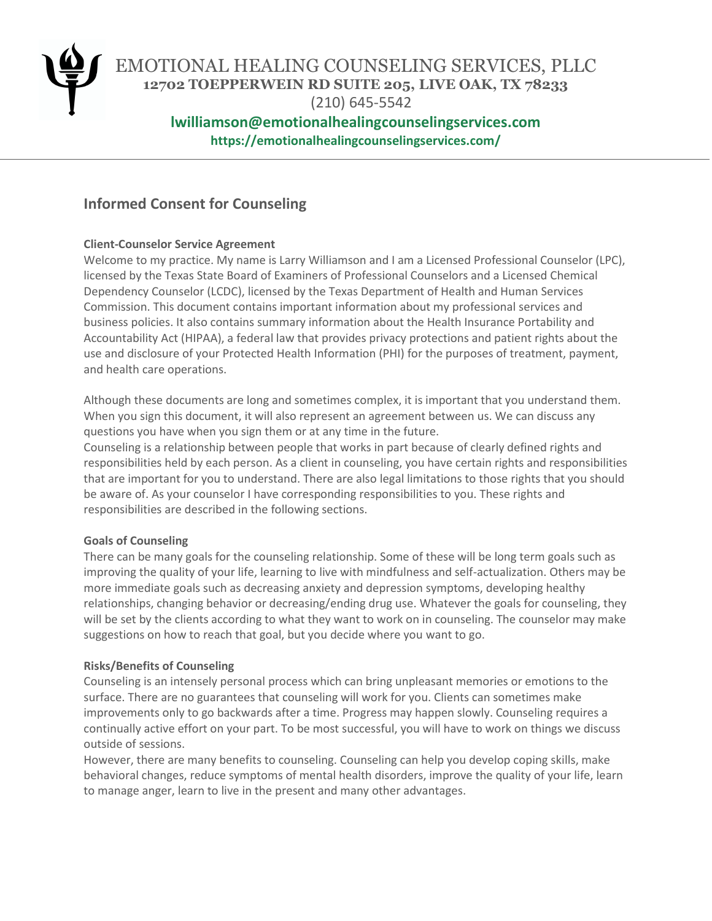# EMOTIONAL HEALING COUNSELING SERVICES, PLLC

**12702 TOEPPERWEIN RD SUITE 205, LIVE OAK, TX 78233**

(210) 645-5542

**lwilliamson@emotionalhealingcounselingservices.com**

**https://emotionalhealingcounselingservices.com/**

---

## Informed Consent for Counseling

**Client-Counselor Service Agreement**

Welcome to my practice. My name is Larry Williamson and I am a Licensed Professional Counselor (LPC), licensed by the Texas State Board of Examiners of Professional Counselors and a Licensed Chemical Dependency Counselor (LCDC), licensed by the Texas Department of Health and Human Services Commission. This document contains important information about my professional services and business policies. It also contains summary information about the Health Insurance Portability and Accountability Act (HIPAA), a federal law that provides privacy protections and patient rights about the use and disclosure of your Protected Health Information (PHI) for the purposes of treatment, payment, and health care operations.

Although these documents are long and sometimes complex, it is important that you understand them. When you sign this document, it will also represent an agreement between us. We can discuss any questions you have when you sign them or at any time in the future.

Counseling is a relationship between people that works in part because of clearly defined rights and responsibilities held by each person. As a client in counseling, you have certain rights and responsibilities that are important for you to understand. There are also legal limitations to those rights that you should be aware of. As your counselor I have corresponding responsibilities to you. These rights and responsibilities are described in the following sections.

**Goals of Counseling**

There can be many goals for the counseling relationship. Some of these will be long term goals such as improving the quality of your life, learning to live with mindfulness and self-actualization. Others may be more immediate goals such as decreasing anxiety and depression symptoms, developing healthy relationships, changing behavior or decreasing/ending drug use. Whatever the goals for counseling, they will be set by the clients according to what they want to work on in counseling. The counselor may make suggestions on how to reach that goal, but you decide where you want to go.

**Risks/Benefits of Counseling**

Counseling is an intensely personal process which can bring unpleasant memories or emotions to the surface. There are no guarantees that counseling will work for you. Clients can sometimes make improvements only to go backwards after a time. Progress may happen slowly. Counseling requires a continually active effort on your part. To be most successful, you will have to work on things we discuss outside of sessions.

However, there are many benefits to counseling. Counseling can help you develop coping skills, make behavioral changes, reduce symptoms of mental health disorders, improve the quality of your life, learn to manage anger, learn to live in the present and many other advantages.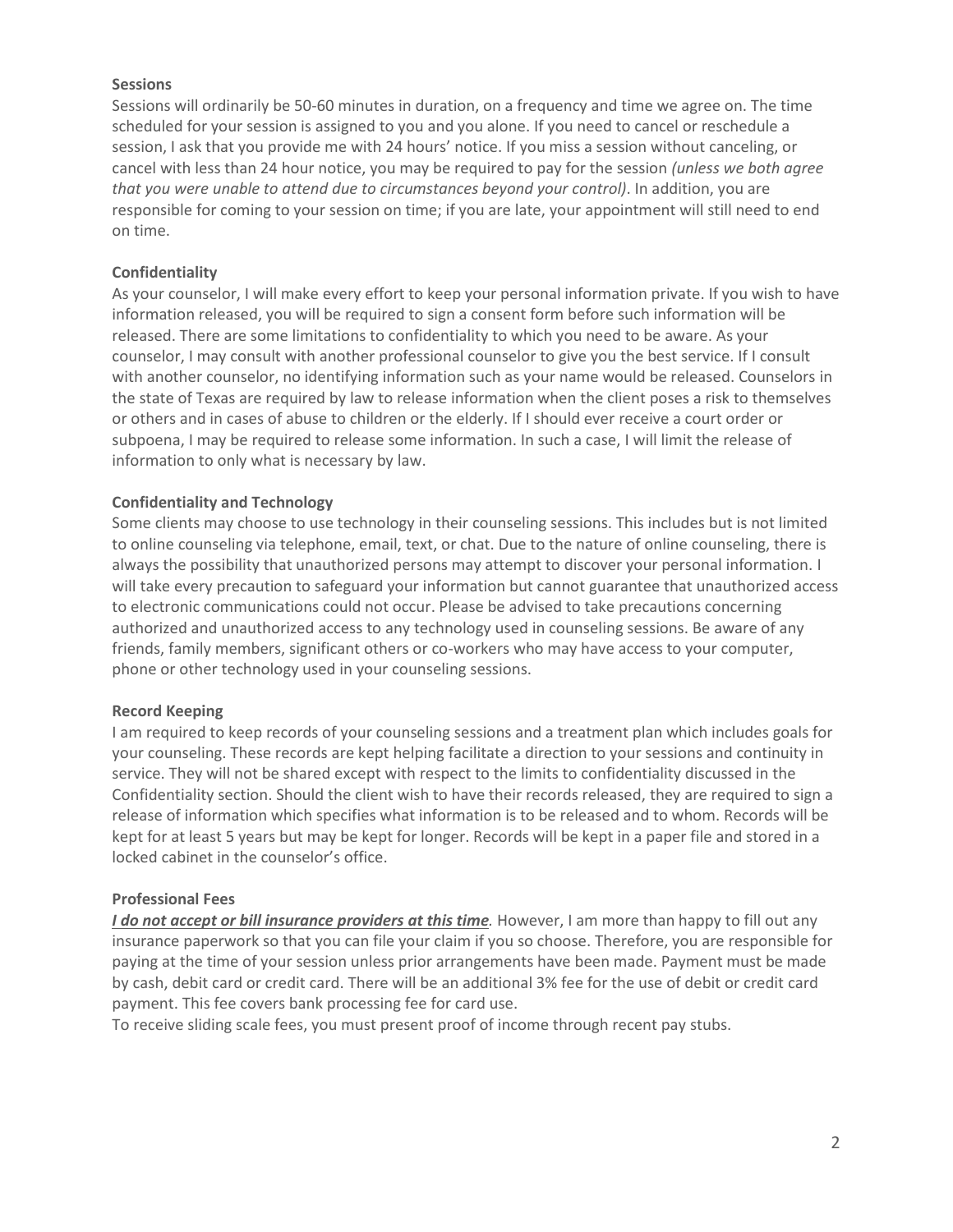**Sessions**

Sessions will ordinarily be 50-60 minutes in duration, on a frequency and time we agree on. The time scheduled for your session is assigned to you and you alone. If you need to cancel or reschedule a session, I ask that you provide me with 24 hours' notice. If you miss a session without canceling, or cancel with less than 24 hour notice, you may be required to pay for the session *(unless we both agree that you were unable to attend due to circumstances beyond your control)*. In addition, you are responsible for coming to your session on time; if you are late, your appointment will still need to end on time.

**Confidentiality**

As your counselor, I will make every effort to keep your personal information private. If you wish to have information released, you will be required to sign a consent form before such information will be released. There are some limitations to confidentiality to which you need to be aware. As your counselor, I may consult with another professional counselor to give you the best service. If I consult with another counselor, no identifying information such as your name would be released. Counselors in the state of Texas are required by law to release information when the client poses a risk to themselves or others and in cases of abuse to children or the elderly. If I should ever receive a court order or subpoena, I may be required to release some information. In such a case, I will limit the release of information to only what is necessary by law.

**Confidentiality and Technology**

Some clients may choose to use technology in their counseling sessions. This includes but is not limited to online counseling via telephone, email, text, or chat. Due to the nature of online counseling, there is always the possibility that unauthorized persons may attempt to discover your personal information. I will take every precaution to safeguard your information but cannot guarantee that unauthorized access to electronic communications could not occur. Please be advised to take precautions concerning authorized and unauthorized access to any technology used in counseling sessions. Be aware of any friends, family members, significant others or co-workers who may have access to your computer, phone or other technology used in your counseling sessions.

**Record Keeping**

I am required to keep records of your counseling sessions and a treatment plan which includes goals for your counseling. These records are kept helping facilitate a direction to your sessions and continuity in service. They will not be shared except with respect to the limits to confidentiality discussed in the Confidentiality section. Should the client wish to have their records released, they are required to sign a release of information which specifies what information is to be released and to whom. Records will be kept for at least 5 years but may be kept for longer. Records will be kept in a paper file and stored in a locked cabinet in the counselor's office.

**Professional Fees**

***I do not accept or bill insurance providers at this time.*** However, I am more than happy to fill out any insurance paperwork so that you can file your claim if you so choose. Therefore, you are responsible for paying at the time of your session unless prior arrangements have been made. Payment must be made by cash, debit card or credit card. There will be an additional 3% fee for the use of debit or credit card payment. This fee covers bank processing fee for card use.

To receive sliding scale fees, you must present proof of income through recent pay stubs.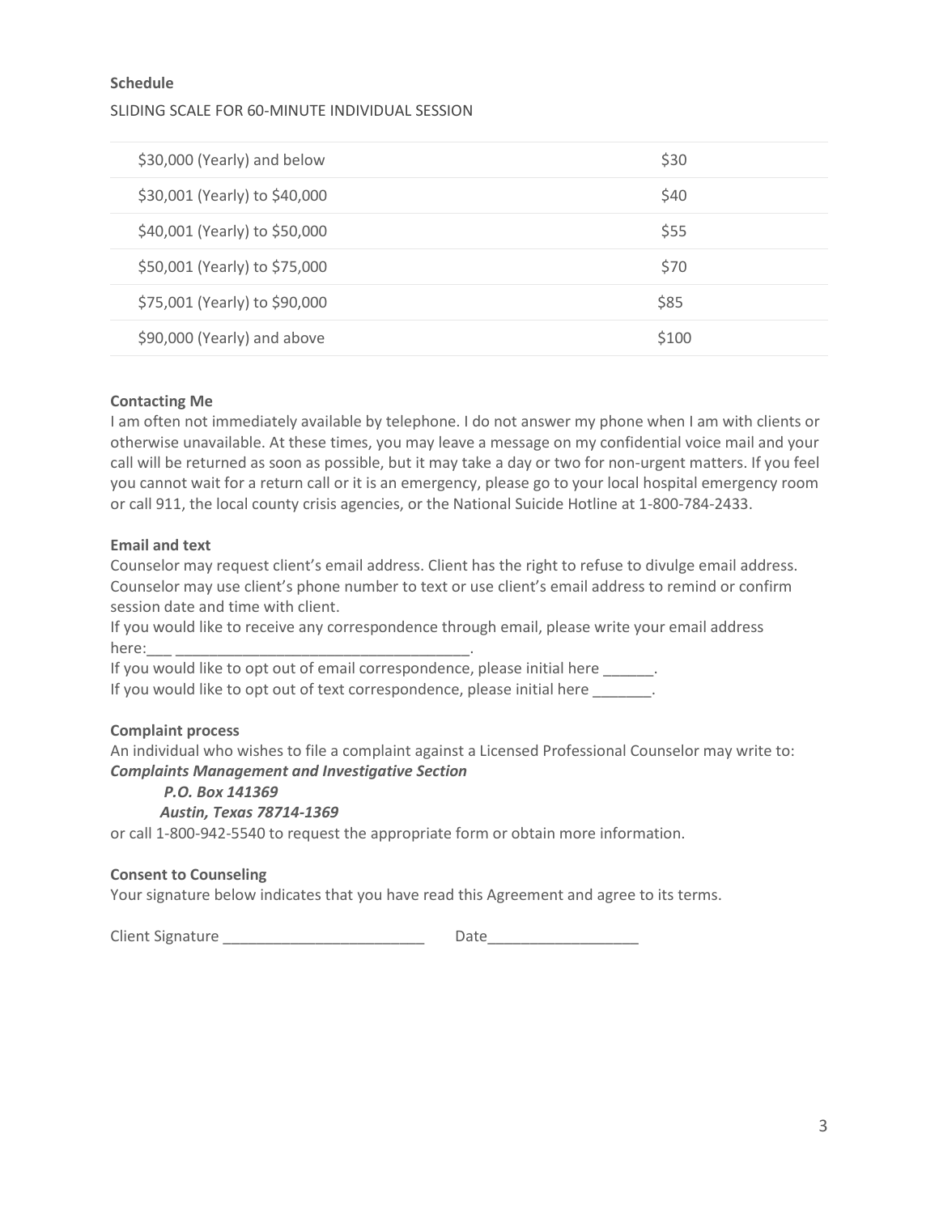**Schedule**

SLIDING SCALE FOR 60-MINUTE INDIVIDUAL SESSION

| | |
|---|---|
| $30,000 (Yearly) and below | $30 |
| $30,001 (Yearly) to $40,000 | $40 |
| $40,001 (Yearly) to $50,000 | $55 |
| $50,001 (Yearly) to $75,000 | $70 |
| $75,001 (Yearly) to $90,000 | $85 |
| $90,000 (Yearly) and above | $100 |

**Contacting Me**

I am often not immediately available by telephone. I do not answer my phone when I am with clients or otherwise unavailable. At these times, you may leave a message on my confidential voice mail and your call will be returned as soon as possible, but it may take a day or two for non-urgent matters. If you feel you cannot wait for a return call or it is an emergency, please go to your local hospital emergency room or call 911, the local county crisis agencies, or the National Suicide Hotline at 1-800-784-2433.

**Email and text**

Counselor may request client's email address. Client has the right to refuse to divulge email address. Counselor may use client's phone number to text or use client's email address to remind or confirm session date and time with client.

If you would like to receive any correspondence through email, please write your email address here:___ ___________________________________.

If you would like to opt out of email correspondence, please initial here ______.

If you would like to opt out of text correspondence, please initial here _______.

**Complaint process**

An individual who wishes to file a complaint against a Licensed Professional Counselor may write to:

***Complaints Management and Investigative Section***

***P.O. Box 141369***

***Austin, Texas 78714-1369***

or call 1-800-942-5540 to request the appropriate form or obtain more information.

**Consent to Counseling**

Your signature below indicates that you have read this Agreement and agree to its terms.

Client Signature ________________________ Date__________________